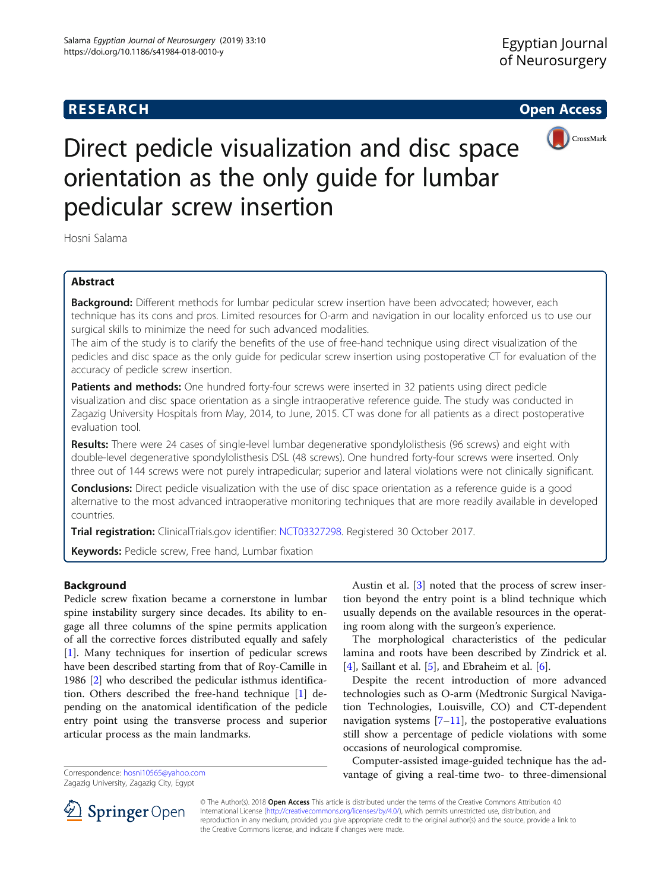RESEARCH Open Access

# Direct pedicle visualization and disc space orientation as the only guide for lumbar pedicular screw insertion

Hosni Salama

## Abstract

**Background:** Different methods for lumbar pedicular screw insertion have been advocated; however, each technique has its cons and pros. Limited resources for O-arm and navigation in our locality enforced us to use our surgical skills to minimize the need for such advanced modalities.

The aim of the study is to clarify the benefits of the use of free-hand technique using direct visualization of the pedicles and disc space as the only guide for pedicular screw insertion using postoperative CT for evaluation of the accuracy of pedicle screw insertion.

**Patients and methods:** One hundred forty-four screws were inserted in 32 patients using direct pedicle visualization and disc space orientation as a single intraoperative reference guide. The study was conducted in Zagazig University Hospitals from May, 2014, to June, 2015. CT was done for all patients as a direct postoperative evaluation tool.

**Results:** There were 24 cases of single-level lumbar degenerative spondylolisthesis (96 screws) and eight with double-level degenerative spondylolisthesis DSL (48 screws). One hundred forty-four screws were inserted. Only three out of 144 screws were not purely intrapedicular; superior and lateral violations were not clinically significant.

**Conclusions:** Direct pedicle visualization with the use of disc space orientation as a reference guide is a good alternative to the most advanced intraoperative monitoring techniques that are more readily available in developed countries.

**Trial registration:** ClinicalTrials.gov identifier: NCT03327298. Registered 30 October 2017.

**Keywords:** Pedicle screw, Free hand, Lumbar fixation

## Background

Pedicle screw fixation became a cornerstone in lumbar spine instability surgery since decades. Its ability to engage all three columns of the spine permits application of all the corrective forces distributed equally and safely [1]. Many techniques for insertion of pedicular screws have been described starting from that of Roy-Camille in 1986 [2] who described the pedicular isthmus identification. Others described the free-hand technique [1] depending on the anatomical identification of the pedicle entry point using the transverse process and superior articular process as the main landmarks.

Austin et al. [3] noted that the process of screw insertion beyond the entry point is a blind technique which usually depends on the available resources in the operating room along with the surgeon's experience.

The morphological characteristics of the pedicular lamina and roots have been described by Zindrick et al. [4], Saillant et al. [5], and Ebraheim et al. [6].

Despite the recent introduction of more advanced technologies such as O-arm (Medtronic Surgical Navigation Technologies, Louisville, CO) and CT-dependent navigation systems [7–11], the postoperative evaluations still show a percentage of pedicle violations with some occasions of neurological compromise.

Computer-assisted image-guided technique has the advantage of giving a real-time two- to three-dimensional

Correspondence: hosni10565@yahoo.com
Zagazig University, Zagazig City, Egypt

© The Author(s). 2018 **Open Access** This article is distributed under the terms of the Creative Commons Attribution 4.0 International License (http://creativecommons.org/licenses/by/4.0/), which permits unrestricted use, distribution, and reproduction in any medium, provided you give appropriate credit to the original author(s) and the source, provide a link to the Creative Commons license, and indicate if changes were made.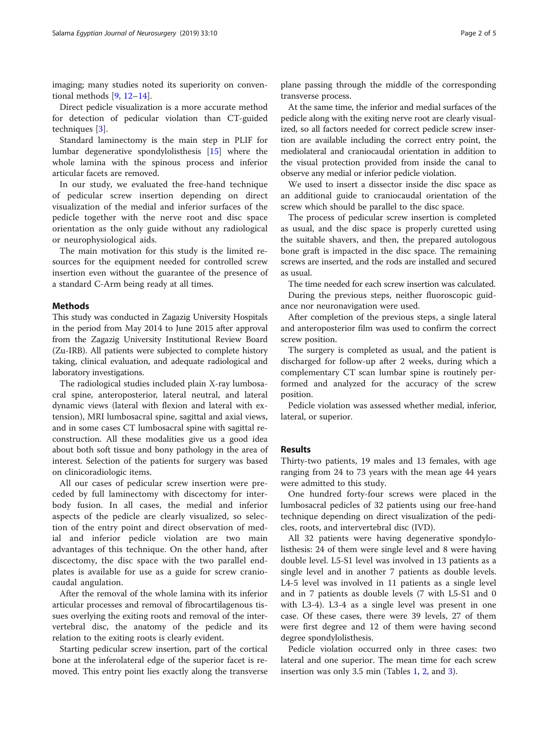imaging; many studies noted its superiority on conventional methods [9, 12–14].

Direct pedicle visualization is a more accurate method for detection of pedicular violation than CT-guided techniques [3].

Standard laminectomy is the main step in PLIF for lumbar degenerative spondylolisthesis [15] where the whole lamina with the spinous process and inferior articular facets are removed.

In our study, we evaluated the free-hand technique of pedicular screw insertion depending on direct visualization of the medial and inferior surfaces of the pedicle together with the nerve root and disc space orientation as the only guide without any radiological or neurophysiological aids.

The main motivation for this study is the limited resources for the equipment needed for controlled screw insertion even without the guarantee of the presence of a standard C-Arm being ready at all times.

## Methods

This study was conducted in Zagazig University Hospitals in the period from May 2014 to June 2015 after approval from the Zagazig University Institutional Review Board (Zu-IRB). All patients were subjected to complete history taking, clinical evaluation, and adequate radiological and laboratory investigations.

The radiological studies included plain X-ray lumbosacral spine, anteroposterior, lateral neutral, and lateral dynamic views (lateral with flexion and lateral with extension), MRI lumbosacral spine, sagittal and axial views, and in some cases CT lumbosacral spine with sagittal reconstruction. All these modalities give us a good idea about both soft tissue and bony pathology in the area of interest. Selection of the patients for surgery was based on clinicoradiologic items.

All our cases of pedicular screw insertion were preceded by full laminectomy with discectomy for interbody fusion. In all cases, the medial and inferior aspects of the pedicle are clearly visualized, so selection of the entry point and direct observation of medial and inferior pedicle violation are two main advantages of this technique. On the other hand, after discectomy, the disc space with the two parallel endplates is available for use as a guide for screw craniocaudal angulation.

After the removal of the whole lamina with its inferior articular processes and removal of fibrocartilagenous tissues overlying the exiting roots and removal of the intervertebral disc, the anatomy of the pedicle and its relation to the exiting roots is clearly evident.

Starting pedicular screw insertion, part of the cortical bone at the inferolateral edge of the superior facet is removed. This entry point lies exactly along the transverse plane passing through the middle of the corresponding transverse process.

At the same time, the inferior and medial surfaces of the pedicle along with the exiting nerve root are clearly visualized, so all factors needed for correct pedicle screw insertion are available including the correct entry point, the mediolateral and craniocaudal orientation in addition to the visual protection provided from inside the canal to observe any medial or inferior pedicle violation.

We used to insert a dissector inside the disc space as an additional guide to craniocaudal orientation of the screw which should be parallel to the disc space.

The process of pedicular screw insertion is completed as usual, and the disc space is properly curetted using the suitable shavers, and then, the prepared autologous bone graft is impacted in the disc space. The remaining screws are inserted, and the rods are installed and secured as usual.

The time needed for each screw insertion was calculated.

During the previous steps, neither fluoroscopic guidance nor neuronavigation were used.

After completion of the previous steps, a single lateral and anteroposterior film was used to confirm the correct screw position.

The surgery is completed as usual, and the patient is discharged for follow-up after 2 weeks, during which a complementary CT scan lumbar spine is routinely performed and analyzed for the accuracy of the screw position.

Pedicle violation was assessed whether medial, inferior, lateral, or superior.

## Results

Thirty-two patients, 19 males and 13 females, with age ranging from 24 to 73 years with the mean age 44 years were admitted to this study.

One hundred forty-four screws were placed in the lumbosacral pedicles of 32 patients using our free-hand technique depending on direct visualization of the pedicles, roots, and intervertebral disc (IVD).

All 32 patients were having degenerative spondylolisthesis: 24 of them were single level and 8 were having double level. L5-S1 level was involved in 13 patients as a single level and in another 7 patients as double levels. L4-5 level was involved in 11 patients as a single level and in 7 patients as double levels (7 with L5-S1 and 0 with L3-4). L3-4 as a single level was present in one case. Of these cases, there were 39 levels, 27 of them were first degree and 12 of them were having second degree spondylolisthesis.

Pedicle violation occurred only in three cases: two lateral and one superior. The mean time for each screw insertion was only 3.5 min (Tables 1, 2, and 3).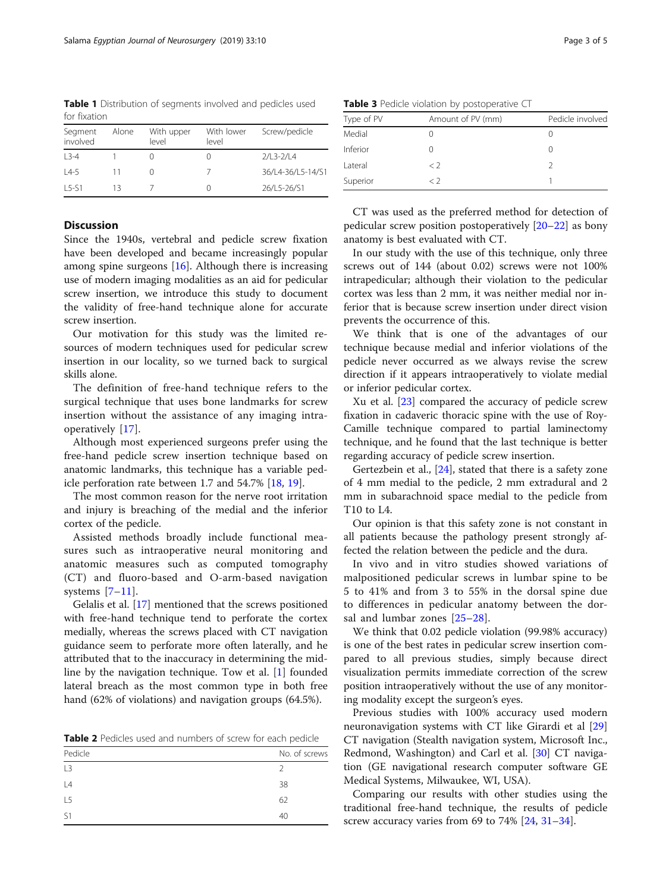**Table 1** Distribution of segments involved and pedicles used for fixation

| Segment involved | Alone | With upper level | With lower level | Screw/pedicle |
|---|---|---|---|---|
| L3-4 | 1 | 0 | 0 | 2/L3-2/L4 |
| L4-5 | 11 | 0 | 7 | 36/L4-36/L5-14/S1 |
| L5-S1 | 13 | 7 | 0 | 26/L5-26/S1 |

## Discussion

Since the 1940s, vertebral and pedicle screw fixation have been developed and became increasingly popular among spine surgeons [16]. Although there is increasing use of modern imaging modalities as an aid for pedicular screw insertion, we introduce this study to document the validity of free-hand technique alone for accurate screw insertion.

Our motivation for this study was the limited resources of modern techniques used for pedicular screw insertion in our locality, so we turned back to surgical skills alone.

The definition of free-hand technique refers to the surgical technique that uses bone landmarks for screw insertion without the assistance of any imaging intraoperatively [17].

Although most experienced surgeons prefer using the free-hand pedicle screw insertion technique based on anatomic landmarks, this technique has a variable pedicle perforation rate between 1.7 and 54.7% [18, 19].

The most common reason for the nerve root irritation and injury is breaching of the medial and the inferior cortex of the pedicle.

Assisted methods broadly include functional measures such as intraoperative neural monitoring and anatomic measures such as computed tomography (CT) and fluoro-based and O-arm-based navigation systems [7–11].

Gelalis et al. [17] mentioned that the screws positioned with free-hand technique tend to perforate the cortex medially, whereas the screws placed with CT navigation guidance seem to perforate more often laterally, and he attributed that to the inaccuracy in determining the midline by the navigation technique. Tow et al. [1] founded lateral breach as the most common type in both free hand (62% of violations) and navigation groups (64.5%).

**Table 2** Pedicles used and numbers of screw for each pedicle

| Pedicle | No. of screws |
|---|---|
| L3 | 2 |
| L4 | 38 |
| L5 | 62 |
| S1 | 40 |

**Table 3** Pedicle violation by postoperative CT

| Type of PV | Amount of PV (mm) | Pedicle involved |
|---|---|---|
| Medial | 0 | 0 |
| Inferior | 0 | 0 |
| Lateral | < 2 | 2 |
| Superior | < 2 | 1 |

CT was used as the preferred method for detection of pedicular screw position postoperatively [20–22] as bony anatomy is best evaluated with CT.

In our study with the use of this technique, only three screws out of 144 (about 0.02) screws were not 100% intrapedicular; although their violation to the pedicular cortex was less than 2 mm, it was neither medial nor inferior that is because screw insertion under direct vision prevents the occurrence of this.

We think that is one of the advantages of our technique because medial and inferior violations of the pedicle never occurred as we always revise the screw direction if it appears intraoperatively to violate medial or inferior pedicular cortex.

Xu et al. [23] compared the accuracy of pedicle screw fixation in cadaveric thoracic spine with the use of Roy-Camille technique compared to partial laminectomy technique, and he found that the last technique is better regarding accuracy of pedicle screw insertion.

Gertezbein et al., [24], stated that there is a safety zone of 4 mm medial to the pedicle, 2 mm extradural and 2 mm in subarachnoid space medial to the pedicle from T10 to L4.

Our opinion is that this safety zone is not constant in all patients because the pathology present strongly affected the relation between the pedicle and the dura.

In vivo and in vitro studies showed variations of malpositioned pedicular screws in lumbar spine to be 5 to 41% and from 3 to 55% in the dorsal spine due to differences in pedicular anatomy between the dorsal and lumbar zones [25–28].

We think that 0.02 pedicle violation (99.98% accuracy) is one of the best rates in pedicular screw insertion compared to all previous studies, simply because direct visualization permits immediate correction of the screw position intraoperatively without the use of any monitoring modality except the surgeon's eyes.

Previous studies with 100% accuracy used modern neuronavigation systems with CT like Girardi et al [29] CT navigation (Stealth navigation system, Microsoft Inc., Redmond, Washington) and Carl et al. [30] CT navigation (GE navigational research computer software GE Medical Systems, Milwaukee, WI, USA).

Comparing our results with other studies using the traditional free-hand technique, the results of pedicle screw accuracy varies from 69 to 74% [24, 31–34].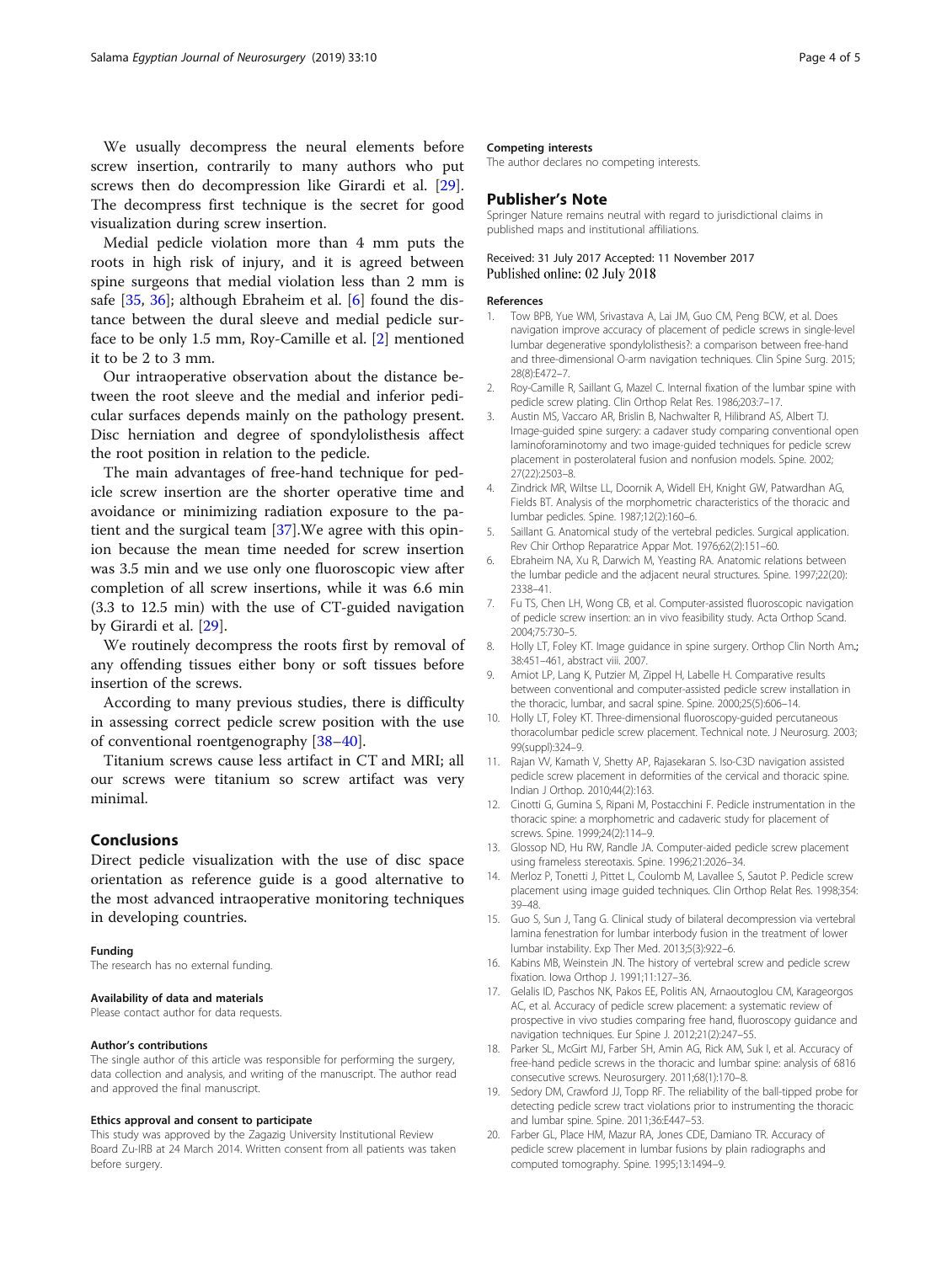We usually decompress the neural elements before screw insertion, contrarily to many authors who put screws then do decompression like Girardi et al. [29]. The decompress first technique is the secret for good visualization during screw insertion.

Medial pedicle violation more than 4 mm puts the roots in high risk of injury, and it is agreed between spine surgeons that medial violation less than 2 mm is safe [35, 36]; although Ebraheim et al. [6] found the distance between the dural sleeve and medial pedicle surface to be only 1.5 mm, Roy-Camille et al. [2] mentioned it to be 2 to 3 mm.

Our intraoperative observation about the distance between the root sleeve and the medial and inferior pedicular surfaces depends mainly on the pathology present. Disc herniation and degree of spondylolisthesis affect the root position in relation to the pedicle.

The main advantages of free-hand technique for pedicle screw insertion are the shorter operative time and avoidance or minimizing radiation exposure to the patient and the surgical team [37].We agree with this opinion because the mean time needed for screw insertion was 3.5 min and we use only one fluoroscopic view after completion of all screw insertions, while it was 6.6 min (3.3 to 12.5 min) with the use of CT-guided navigation by Girardi et al. [29].

We routinely decompress the roots first by removal of any offending tissues either bony or soft tissues before insertion of the screws.

According to many previous studies, there is difficulty in assessing correct pedicle screw position with the use of conventional roentgenography [38–40].

Titanium screws cause less artifact in CT and MRI; all our screws were titanium so screw artifact was very minimal.

## Conclusions

Direct pedicle visualization with the use of disc space orientation as reference guide is a good alternative to the most advanced intraoperative monitoring techniques in developing countries.

#### Funding

The research has no external funding.

#### Availability of data and materials

Please contact author for data requests.

#### Author's contributions

The single author of this article was responsible for performing the surgery, data collection and analysis, and writing of the manuscript. The author read and approved the final manuscript.

#### Ethics approval and consent to participate

This study was approved by the Zagazig University Institutional Review Board Zu-IRB at 24 March 2014. Written consent from all patients was taken before surgery.

#### Competing interests

The author declares no competing interests.

## Publisher's Note

Springer Nature remains neutral with regard to jurisdictional claims in published maps and institutional affiliations.

Received: 31 July 2017 Accepted: 11 November 2017
Published online: 02 July 2018

#### References

1. Tow BPB, Yue WM, Srivastava A, Lai JM, Guo CM, Peng BCW, et al. Does navigation improve accuracy of placement of pedicle screws in single-level lumbar degenerative spondylolisthesis?: a comparison between free-hand and three-dimensional O-arm navigation techniques. Clin Spine Surg. 2015; 28(8):E472–7.
2. Roy-Camille R, Saillant G, Mazel C. Internal fixation of the lumbar spine with pedicle screw plating. Clin Orthop Relat Res. 1986;203:7–17.
3. Austin MS, Vaccaro AR, Brislin B, Nachwalter R, Hilibrand AS, Albert TJ. Image-guided spine surgery: a cadaver study comparing conventional open laminoforaminotomy and two image-guided techniques for pedicle screw placement in posterolateral fusion and nonfusion models. Spine. 2002; 27(22):2503–8.
4. Zindrick MR, Wiltse LL, Doornik A, Widell EH, Knight GW, Patwardhan AG, Fields BT. Analysis of the morphometric characteristics of the thoracic and lumbar pedicles. Spine. 1987;12(2):160–6.
5. Saillant G. Anatomical study of the vertebral pedicles. Surgical application. Rev Chir Orthop Reparatrice Appar Mot. 1976;62(2):151–60.
6. Ebraheim NA, Xu R, Darwich M, Yeasting RA. Anatomic relations between the lumbar pedicle and the adjacent neural structures. Spine. 1997;22(20): 2338–41.
7. Fu TS, Chen LH, Wong CB, et al. Computer-assisted fluoroscopic navigation of pedicle screw insertion: an in vivo feasibility study. Acta Orthop Scand. 2004;75:730–5.
8. Holly LT, Foley KT. Image guidance in spine surgery. Orthop Clin North Am.; 38:451–461, abstract viii. 2007.
9. Amiot LP, Lang K, Putzier M, Zippel H, Labelle H. Comparative results between conventional and computer-assisted pedicle screw installation in the thoracic, lumbar, and sacral spine. Spine. 2000;25(5):606–14.
10. Holly LT, Foley KT. Three-dimensional fluoroscopy-guided percutaneous thoracolumbar pedicle screw placement. Technical note. J Neurosurg. 2003; 99(suppl):324–9.
11. Rajan VV, Kamath V, Shetty AP, Rajasekaran S. Iso-C3D navigation assisted pedicle screw placement in deformities of the cervical and thoracic spine. Indian J Orthop. 2010;44(2):163.
12. Cinotti G, Gumina S, Ripani M, Postacchini F. Pedicle instrumentation in the thoracic spine: a morphometric and cadaveric study for placement of screws. Spine. 1999;24(2):114–9.
13. Glossop ND, Hu RW, Randle JA. Computer-aided pedicle screw placement using frameless stereotaxis. Spine. 1996;21:2026–34.
14. Merloz P, Tonetti J, Pittet L, Coulomb M, Lavallee S, Sautot P. Pedicle screw placement using image guided techniques. Clin Orthop Relat Res. 1998;354: 39–48.
15. Guo S, Sun J, Tang G. Clinical study of bilateral decompression via vertebral lamina fenestration for lumbar interbody fusion in the treatment of lower lumbar instability. Exp Ther Med. 2013;5(3):922–6.
16. Kabins MB, Weinstein JN. The history of vertebral screw and pedicle screw fixation. Iowa Orthop J. 1991;11:127–36.
17. Gelalis ID, Paschos NK, Pakos EE, Politis AN, Arnaoutoglou CM, Karageorgos AC, et al. Accuracy of pedicle screw placement: a systematic review of prospective in vivo studies comparing free hand, fluoroscopy guidance and navigation techniques. Eur Spine J. 2012;21(2):247–55.
18. Parker SL, McGirt MJ, Farber SH, Amin AG, Rick AM, Suk I, et al. Accuracy of free-hand pedicle screws in the thoracic and lumbar spine: analysis of 6816 consecutive screws. Neurosurgery. 2011;68(1):170–8.
19. Sedory DM, Crawford JJ, Topp RF. The reliability of the ball-tipped probe for detecting pedicle screw tract violations prior to instrumenting the thoracic and lumbar spine. Spine. 2011;36:E447–53.
20. Farber GL, Place HM, Mazur RA, Jones CDE, Damiano TR. Accuracy of pedicle screw placement in lumbar fusions by plain radiographs and computed tomography. Spine. 1995;13:1494–9.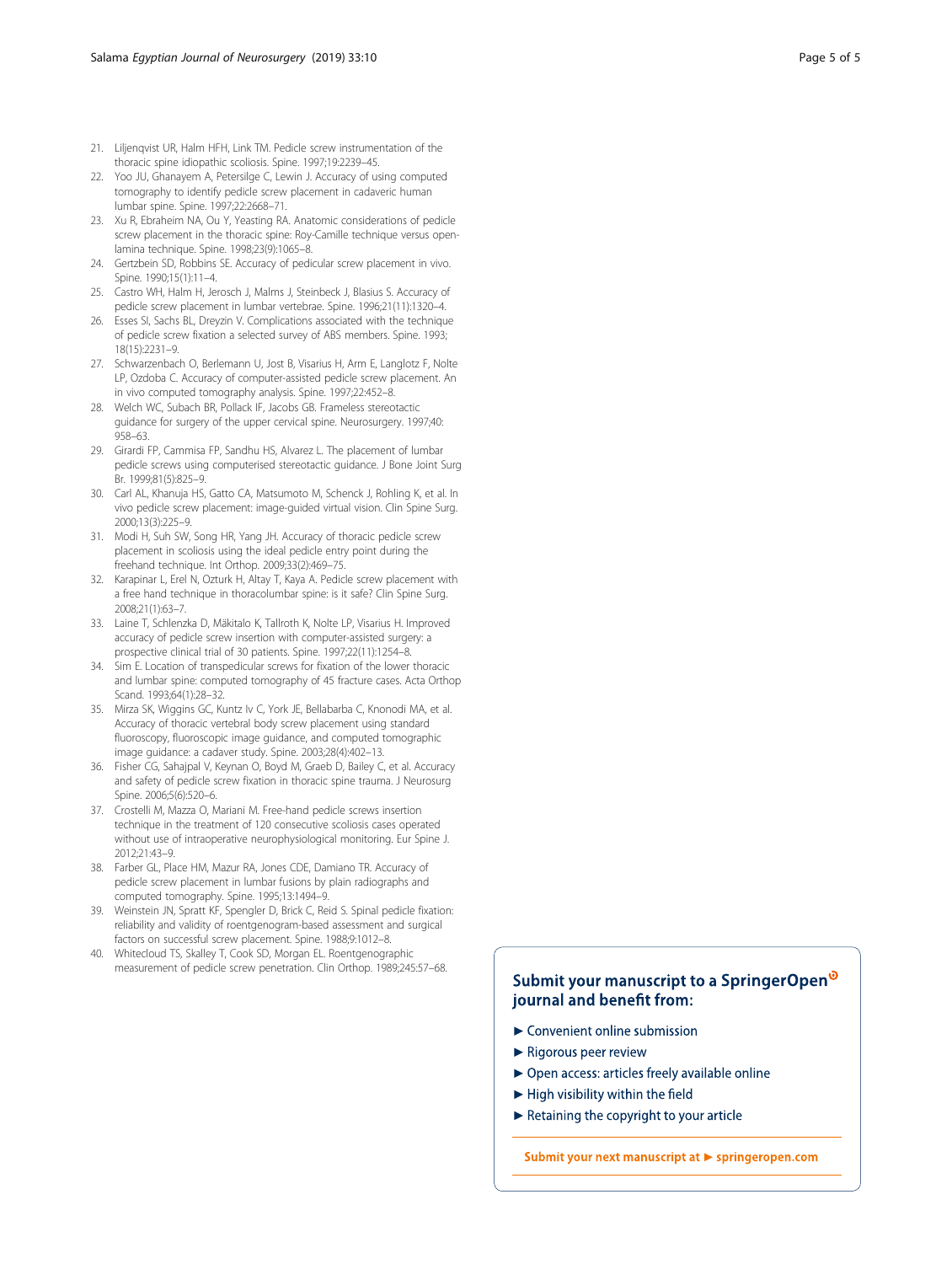21. Liljenqvist UR, Halm HFH, Link TM. Pedicle screw instrumentation of the thoracic spine idiopathic scoliosis. Spine. 1997;19:2239–45.
22. Yoo JU, Ghanayem A, Petersilge C, Lewin J. Accuracy of using computed tomography to identify pedicle screw placement in cadaveric human lumbar spine. Spine. 1997;22:2668–71.
23. Xu R, Ebraheim NA, Ou Y, Yeasting RA. Anatomic considerations of pedicle screw placement in the thoracic spine: Roy-Camille technique versus open-lamina technique. Spine. 1998;23(9):1065–8.
24. Gertzbein SD, Robbins SE. Accuracy of pedicular screw placement in vivo. Spine. 1990;15(1):11–4.
25. Castro WH, Halm H, Jerosch J, Malms J, Steinbeck J, Blasius S. Accuracy of pedicle screw placement in lumbar vertebrae. Spine. 1996;21(11):1320–4.
26. Esses SI, Sachs BL, Dreyzin V. Complications associated with the technique of pedicle screw fixation a selected survey of ABS members. Spine. 1993;18(15):2231–9.
27. Schwarzenbach O, Berlemann U, Jost B, Visarius H, Arm E, Langlotz F, Nolte LP, Ozdoba C. Accuracy of computer-assisted pedicle screw placement. An in vivo computed tomography analysis. Spine. 1997;22:452–8.
28. Welch WC, Subach BR, Pollack IF, Jacobs GB. Frameless stereotactic guidance for surgery of the upper cervical spine. Neurosurgery. 1997;40:958–63.
29. Girardi FP, Cammisa FP, Sandhu HS, Alvarez L. The placement of lumbar pedicle screws using computerised stereotactic guidance. J Bone Joint Surg Br. 1999;81(5):825–9.
30. Carl AL, Khanuja HS, Gatto CA, Matsumoto M, Schenck J, Rohling K, et al. In vivo pedicle screw placement: image-guided virtual vision. Clin Spine Surg. 2000;13(3):225–9.
31. Modi H, Suh SW, Song HR, Yang JH. Accuracy of thoracic pedicle screw placement in scoliosis using the ideal pedicle entry point during the freehand technique. Int Orthop. 2009;33(2):469–75.
32. Karapinar L, Erel N, Ozturk H, Altay T, Kaya A. Pedicle screw placement with a free hand technique in thoracolumbar spine: is it safe? Clin Spine Surg. 2008;21(1):63–7.
33. Laine T, Schlenzka D, Mäkitalo K, Tallroth K, Nolte LP, Visarius H. Improved accuracy of pedicle screw insertion with computer-assisted surgery: a prospective clinical trial of 30 patients. Spine. 1997;22(11):1254–8.
34. Sim E. Location of transpedicular screws for fixation of the lower thoracic and lumbar spine: computed tomography of 45 fracture cases. Acta Orthop Scand. 1993;64(1):28–32.
35. Mirza SK, Wiggins GC, Kuntz Iv C, York JE, Bellabarba C, Knonodi MA, et al. Accuracy of thoracic vertebral body screw placement using standard fluoroscopy, fluoroscopic image guidance, and computed tomographic image guidance: a cadaver study. Spine. 2003;28(4):402–13.
36. Fisher CG, Sahajpal V, Keynan O, Boyd M, Graeb D, Bailey C, et al. Accuracy and safety of pedicle screw fixation in thoracic spine trauma. J Neurosurg Spine. 2006;5(6):520–6.
37. Crostelli M, Mazza O, Mariani M. Free-hand pedicle screws insertion technique in the treatment of 120 consecutive scoliosis cases operated without use of intraoperative neurophysiological monitoring. Eur Spine J. 2012;21:43–9.
38. Farber GL, Place HM, Mazur RA, Jones CDE, Damiano TR. Accuracy of pedicle screw placement in lumbar fusions by plain radiographs and computed tomography. Spine. 1995;13:1494–9.
39. Weinstein JN, Spratt KF, Spengler D, Brick C, Reid S. Spinal pedicle fixation: reliability and validity of roentgenogram-based assessment and surgical factors on successful screw placement. Spine. 1988;9:1012–8.
40. Whitecloud TS, Skalley T, Cook SD, Morgan EL. Roentgenographic measurement of pedicle screw penetration. Clin Orthop. 1989;245:57–68.

**Submit your manuscript to a SpringerOpen journal and benefit from:**

- ► Convenient online submission
- ► Rigorous peer review
- ► Open access: articles freely available online
- ► High visibility within the field
- ► Retaining the copyright to your article

**Submit your next manuscript at ► springeropen.com**